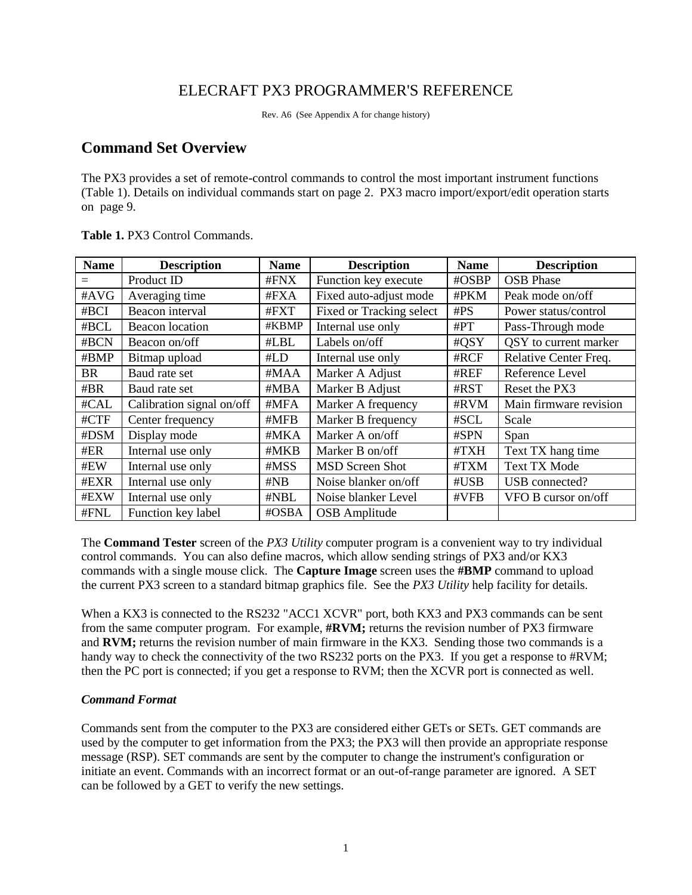# ELECRAFT PX3 PROGRAMMER'S REFERENCE

Rev. A6 (See Appendix A for change history)

## Command Set Overview

The PX3 provides a set of remote-control commands to control the most important instrument functions (Table 1). Details on individual commands start on page 2. PX3 macro import/export/edit operation starts on page 9.

**Table 1.** PX3 Control Commands.

| Name | Description | Name | Description | Name | Description |
|---|---|---|---|---|---|
| = | Product ID | #FNX | Function key execute | #OSBP | OSB Phase |
| #AVG | Averaging time | #FXA | Fixed auto-adjust mode | #PKM | Peak mode on/off |
| #BCI | Beacon interval | #FXT | Fixed or Tracking select | #PS | Power status/control |
| #BCL | Beacon location | #KBMP | Internal use only | #PT | Pass-Through mode |
| #BCN | Beacon on/off | #LBL | Labels on/off | #QSY | QSY to current marker |
| #BMP | Bitmap upload | #LD | Internal use only | #RCF | Relative Center Freq. |
| BR | Baud rate set | #MAA | Marker A Adjust | #REF | Reference Level |
| #BR | Baud rate set | #MBA | Marker B Adjust | #RST | Reset the PX3 |
| #CAL | Calibration signal on/off | #MFA | Marker A frequency | #RVM | Main firmware revision |
| #CTF | Center frequency | #MFB | Marker B frequency | #SCL | Scale |
| #DSM | Display mode | #MKA | Marker A on/off | #SPN | Span |
| #ER | Internal use only | #MKB | Marker B on/off | #TXH | Text TX hang time |
| #EW | Internal use only | #MSS | MSD Screen Shot | #TXM | Text TX Mode |
| #EXR | Internal use only | #NB | Noise blanker on/off | #USB | USB connected? |
| #EXW | Internal use only | #NBL | Noise blanker Level | #VFB | VFO B cursor on/off |
| #FNL | Function key label | #OSBA | OSB Amplitude | | |

The **Command Tester** screen of the *PX3 Utility* computer program is a convenient way to try individual control commands. You can also define macros, which allow sending strings of PX3 and/or KX3 commands with a single mouse click. The **Capture Image** screen uses the **#BMP** command to upload the current PX3 screen to a standard bitmap graphics file. See the *PX3 Utility* help facility for details.

When a KX3 is connected to the RS232 "ACC1 XCVR" port, both KX3 and PX3 commands can be sent from the same computer program. For example, **#RVM;** returns the revision number of PX3 firmware and **RVM;** returns the revision number of main firmware in the KX3. Sending those two commands is a handy way to check the connectivity of the two RS232 ports on the PX3. If you get a response to #RVM; then the PC port is connected; if you get a response to RVM; then the XCVR port is connected as well.

### *Command Format*

Commands sent from the computer to the PX3 are considered either GETs or SETs. GET commands are used by the computer to get information from the PX3; the PX3 will then provide an appropriate response message (RSP). SET commands are sent by the computer to change the instrument's configuration or initiate an event. Commands with an incorrect format or an out-of-range parameter are ignored. A SET can be followed by a GET to verify the new settings.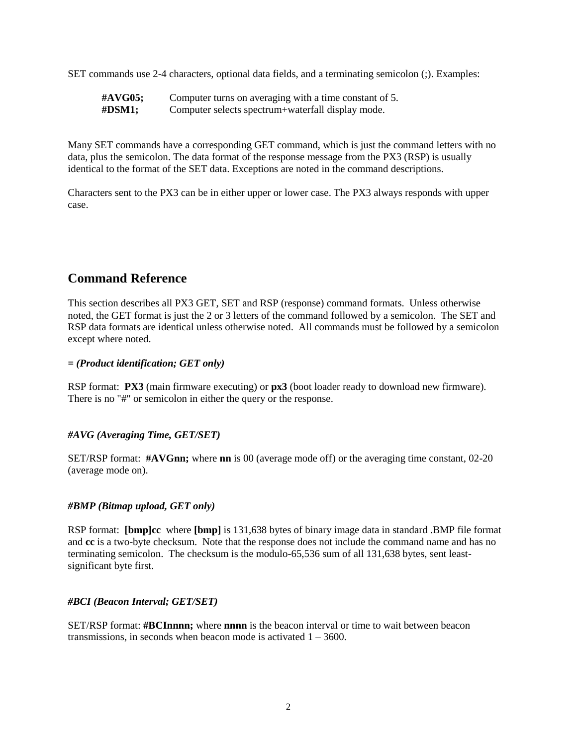SET commands use 2-4 characters, optional data fields, and a terminating semicolon (;). Examples:

| | |
|---|---|
| **#AVG05;** | Computer turns on averaging with a time constant of 5. |
| **#DSM1;** | Computer selects spectrum+waterfall display mode. |

Many SET commands have a corresponding GET command, which is just the command letters with no data, plus the semicolon. The data format of the response message from the PX3 (RSP) is usually identical to the format of the SET data. Exceptions are noted in the command descriptions.

Characters sent to the PX3 can be in either upper or lower case. The PX3 always responds with upper case.

## Command Reference

This section describes all PX3 GET, SET and RSP (response) command formats. Unless otherwise noted, the GET format is just the 2 or 3 letters of the command followed by a semicolon. The SET and RSP data formats are identical unless otherwise noted. All commands must be followed by a semicolon except where noted.

***= (Product identification; GET only)***

RSP format: **PX3** (main firmware executing) or **px3** (boot loader ready to download new firmware). There is no "#" or semicolon in either the query or the response.

***#AVG (Averaging Time, GET/SET)***

SET/RSP format: **#AVGnn;** where **nn** is 00 (average mode off) or the averaging time constant, 02-20 (average mode on).

***#BMP (Bitmap upload, GET only)***

RSP format: **[bmp]cc** where **[bmp]** is 131,638 bytes of binary image data in standard .BMP file format and **cc** is a two-byte checksum. Note that the response does not include the command name and has no terminating semicolon. The checksum is the modulo-65,536 sum of all 131,638 bytes, sent least-significant byte first.

***#BCI (Beacon Interval; GET/SET)***

SET/RSP format: **#BCInnnn;** where **nnnn** is the beacon interval or time to wait between beacon transmissions, in seconds when beacon mode is activated 1 – 3600.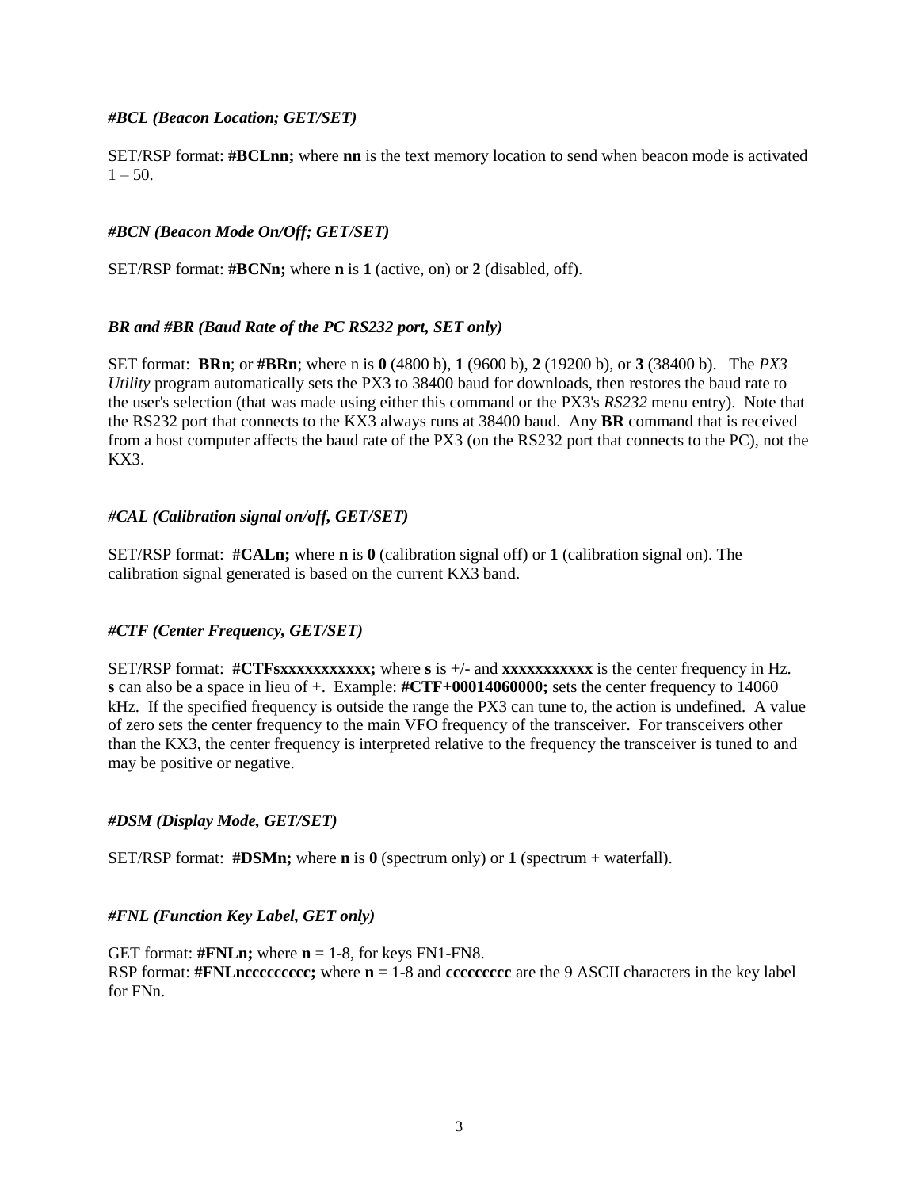### *#BCL (Beacon Location; GET/SET)*

SET/RSP format: **#BCLnn;** where **nn** is the text memory location to send when beacon mode is activated 1 – 50.

### *#BCN (Beacon Mode On/Off; GET/SET)*

SET/RSP format: **#BCNn;** where **n** is **1** (active, on) or **2** (disabled, off).

### *BR and #BR (Baud Rate of the PC RS232 port, SET only)*

SET format: **BRn**; or **#BRn**; where n is **0** (4800 b), **1** (9600 b), **2** (19200 b), or **3** (38400 b). The *PX3 Utility* program automatically sets the PX3 to 38400 baud for downloads, then restores the baud rate to the user's selection (that was made using either this command or the PX3's *RS232* menu entry). Note that the RS232 port that connects to the KX3 always runs at 38400 baud. Any **BR** command that is received from a host computer affects the baud rate of the PX3 (on the RS232 port that connects to the PC), not the KX3.

### *#CAL (Calibration signal on/off, GET/SET)*

SET/RSP format: **#CALn;** where **n** is **0** (calibration signal off) or **1** (calibration signal on). The calibration signal generated is based on the current KX3 band.

### *#CTF (Center Frequency, GET/SET)*

SET/RSP format: **#CTFsxxxxxxxxxxx;** where **s** is +/- and **xxxxxxxxxxx** is the center frequency in Hz. **s** can also be a space in lieu of +. Example: **#CTF+00014060000;** sets the center frequency to 14060 kHz. If the specified frequency is outside the range the PX3 can tune to, the action is undefined. A value of zero sets the center frequency to the main VFO frequency of the transceiver. For transceivers other than the KX3, the center frequency is interpreted relative to the frequency the transceiver is tuned to and may be positive or negative.

### *#DSM (Display Mode, GET/SET)*

SET/RSP format: **#DSMn;** where **n** is **0** (spectrum only) or **1** (spectrum + waterfall).

### *#FNL (Function Key Label, GET only)*

GET format: **#FNLn;** where **n** = 1-8, for keys FN1-FN8.
RSP format: **#FNLnccccccccc;** where **n** = 1-8 and **ccccccccc** are the 9 ASCII characters in the key label for FNn.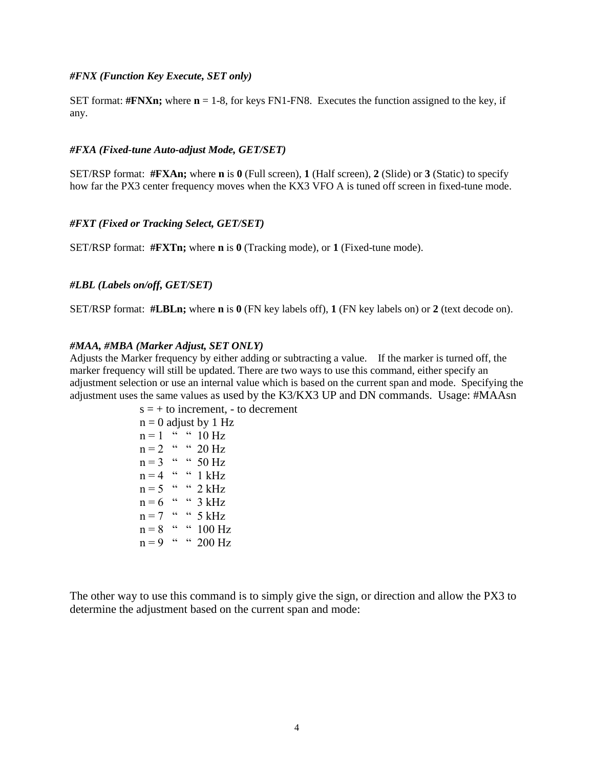***#FNX (Function Key Execute, SET only)***

SET format: **#FNXn;** where **n** = 1-8, for keys FN1-FN8. Executes the function assigned to the key, if any.

***#FXA (Fixed-tune Auto-adjust Mode, GET/SET)***

SET/RSP format: **#FXAn;** where **n** is **0** (Full screen), **1** (Half screen), **2** (Slide) or **3** (Static) to specify how far the PX3 center frequency moves when the KX3 VFO A is tuned off screen in fixed-tune mode.

***#FXT (Fixed or Tracking Select, GET/SET)***

SET/RSP format: **#FXTn;** where **n** is **0** (Tracking mode), or **1** (Fixed-tune mode).

***#LBL (Labels on/off, GET/SET)***

SET/RSP format: **#LBLn;** where **n** is **0** (FN key labels off), **1** (FN key labels on) or **2** (text decode on).

***#MAA, #MBA (Marker Adjust, SET ONLY)***

Adjusts the Marker frequency by either adding or subtracting a value. If the marker is turned off, the marker frequency will still be updated. There are two ways to use this command, either specify an adjustment selection or use an internal value which is based on the current span and mode. Specifying the adjustment uses the same values as used by the K3/KX3 UP and DN commands. Usage: #MAAsn

s = + to increment, - to decrement
n = 0 adjust by 1 Hz
n = 1 " " 10 Hz
n = 2 " " 20 Hz
n = 3 " " 50 Hz
n = 4 " " 1 kHz
n = 5 " " 2 kHz
n = 6 " " 3 kHz
n = 7 " " 5 kHz
n = 8 " " 100 Hz
n = 9 " " 200 Hz

The other way to use this command is to simply give the sign, or direction and allow the PX3 to determine the adjustment based on the current span and mode: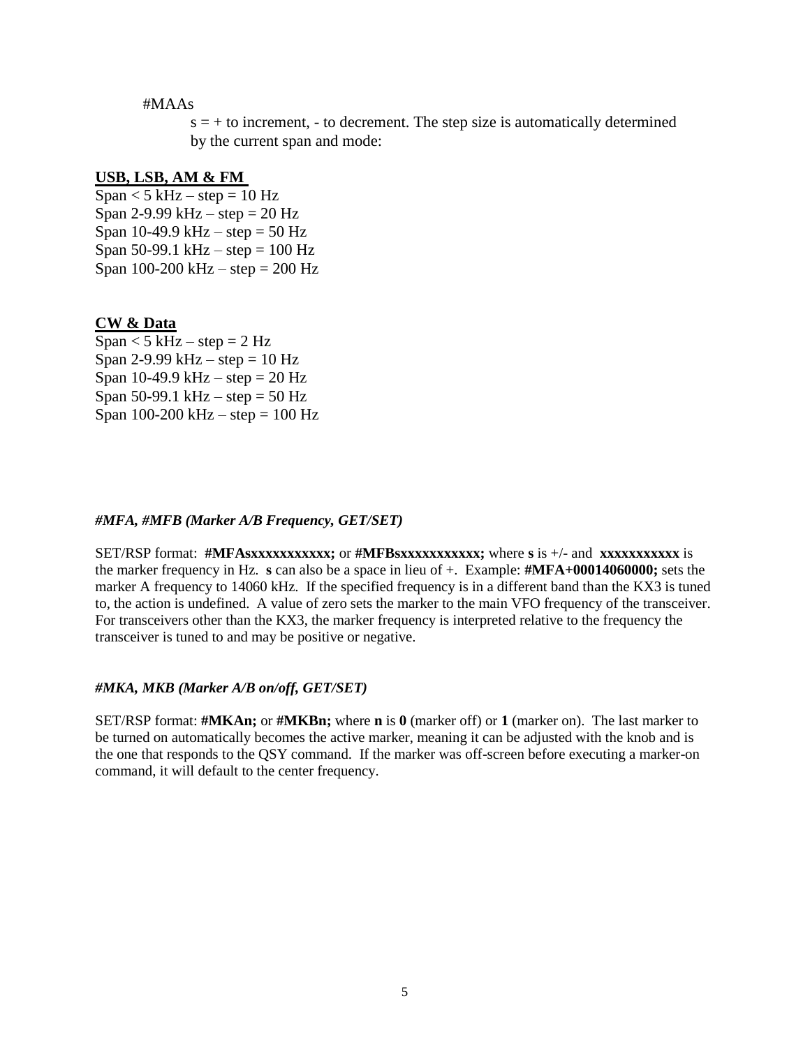#MAAs

$s = +$ to increment, - to decrement. The step size is automatically determined by the current span and mode:

**USB, LSB, AM & FM**

Span < 5 kHz – step = 10 Hz
Span 2-9.99 kHz – step = 20 Hz
Span 10-49.9 kHz – step = 50 Hz
Span 50-99.1 kHz – step = 100 Hz
Span 100-200 kHz – step = 200 Hz

**CW & Data**

Span < 5 kHz – step = 2 Hz
Span 2-9.99 kHz – step = 10 Hz
Span 10-49.9 kHz – step = 20 Hz
Span 50-99.1 kHz – step = 50 Hz
Span 100-200 kHz – step = 100 Hz

### *#MFA, #MFB (Marker A/B Frequency, GET/SET)*

SET/RSP format: **#MFAsxxxxxxxxxxx;** or **#MFBsxxxxxxxxxxx;** where **s** is +/- and **xxxxxxxxxxx** is the marker frequency in Hz. **s** can also be a space in lieu of +. Example: **#MFA+00014060000;** sets the marker A frequency to 14060 kHz. If the specified frequency is in a different band than the KX3 is tuned to, the action is undefined. A value of zero sets the marker to the main VFO frequency of the transceiver. For transceivers other than the KX3, the marker frequency is interpreted relative to the frequency the transceiver is tuned to and may be positive or negative.

### *#MKA, MKB (Marker A/B on/off, GET/SET)*

SET/RSP format: **#MKAn;** or **#MKBn;** where **n** is **0** (marker off) or **1** (marker on). The last marker to be turned on automatically becomes the active marker, meaning it can be adjusted with the knob and is the one that responds to the QSY command. If the marker was off-screen before executing a marker-on command, it will default to the center frequency.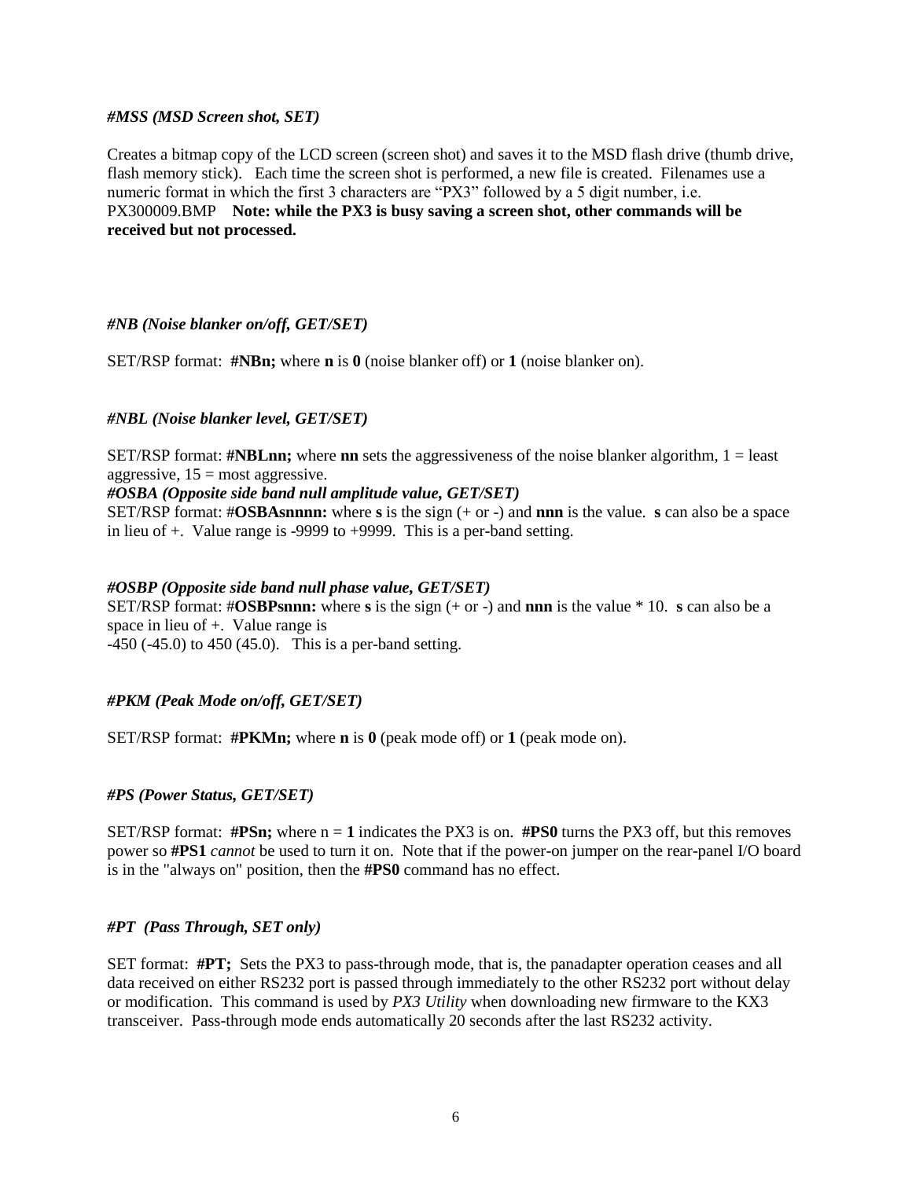***#MSS (MSD Screen shot, SET)***

Creates a bitmap copy of the LCD screen (screen shot) and saves it to the MSD flash drive (thumb drive, flash memory stick). Each time the screen shot is performed, a new file is created. Filenames use a numeric format in which the first 3 characters are "PX3" followed by a 5 digit number, i.e. PX300009.BMP **Note: while the PX3 is busy saving a screen shot, other commands will be received but not processed.**

***#NB (Noise blanker on/off, GET/SET)***

SET/RSP format: **#NBn;** where **n** is **0** (noise blanker off) or **1** (noise blanker on).

***#NBL (Noise blanker level, GET/SET)***

SET/RSP format: **#NBLnn;** where **nn** sets the aggressiveness of the noise blanker algorithm, 1 = least aggressive, 15 = most aggressive.

***#OSBA (Opposite side band null amplitude value, GET/SET)***

SET/RSP format: #**OSBAsnnnn:** where **s** is the sign (+ or -) and **nnn** is the value. **s** can also be a space in lieu of +. Value range is -9999 to +9999. This is a per-band setting.

***#OSBP (Opposite side band null phase value, GET/SET)***

SET/RSP format: #**OSBPsnnn:** where **s** is the sign (+ or -) and **nnn** is the value * 10. **s** can also be a space in lieu of +. Value range is -450 (-45.0) to 450 (45.0). This is a per-band setting.

***#PKM (Peak Mode on/off, GET/SET)***

SET/RSP format: **#PKMn;** where **n** is **0** (peak mode off) or **1** (peak mode on).

***#PS (Power Status, GET/SET)***

SET/RSP format: **#PSn;** where n = **1** indicates the PX3 is on. **#PS0** turns the PX3 off, but this removes power so **#PS1** *cannot* be used to turn it on. Note that if the power-on jumper on the rear-panel I/O board is in the "always on" position, then the **#PS0** command has no effect.

***#PT (Pass Through, SET only)***

SET format: **#PT;** Sets the PX3 to pass-through mode, that is, the panadapter operation ceases and all data received on either RS232 port is passed through immediately to the other RS232 port without delay or modification. This command is used by *PX3 Utility* when downloading new firmware to the KX3 transceiver. Pass-through mode ends automatically 20 seconds after the last RS232 activity.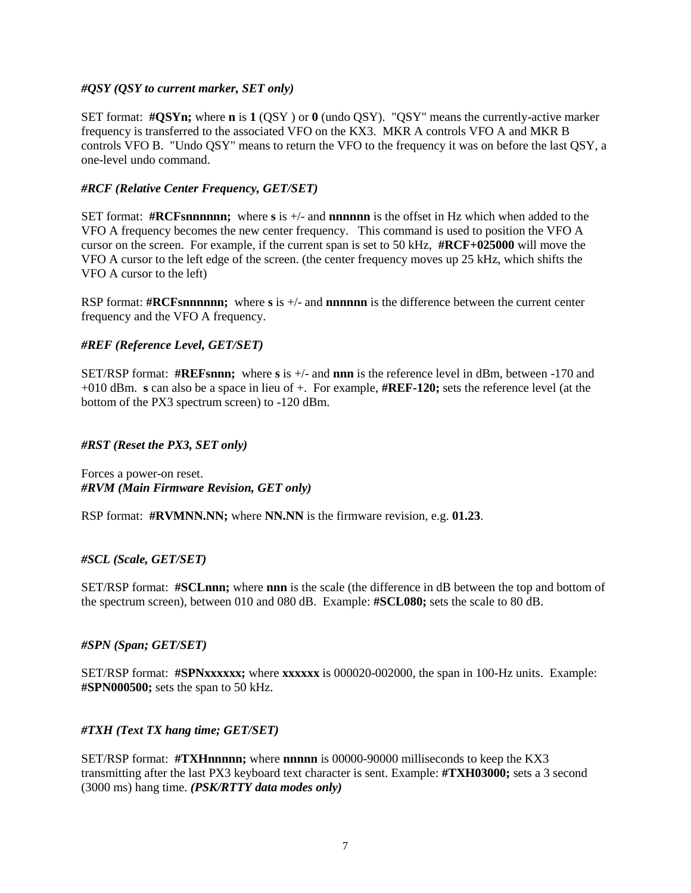***#QSY (QSY to current marker, SET only)***

SET format: **#QSYn;** where **n** is **1** (QSY ) or **0** (undo QSY). "QSY" means the currently-active marker frequency is transferred to the associated VFO on the KX3. MKR A controls VFO A and MKR B controls VFO B. "Undo QSY" means to return the VFO to the frequency it was on before the last QSY, a one-level undo command.

***#RCF (Relative Center Frequency, GET/SET)***

SET format: **#RCFsnnnnnn;** where **s** is +/- and **nnnnnn** is the offset in Hz which when added to the VFO A frequency becomes the new center frequency. This command is used to position the VFO A cursor on the screen. For example, if the current span is set to 50 kHz, **#RCF+025000** will move the VFO A cursor to the left edge of the screen. (the center frequency moves up 25 kHz, which shifts the VFO A cursor to the left)

RSP format: **#RCFsnnnnnn;** where **s** is +/- and **nnnnnn** is the difference between the current center frequency and the VFO A frequency.

***#REF (Reference Level, GET/SET)***

SET/RSP format: **#REFsnnn;** where **s** is +/- and **nnn** is the reference level in dBm, between -170 and +010 dBm. **s** can also be a space in lieu of +. For example, **#REF-120;** sets the reference level (at the bottom of the PX3 spectrum screen) to -120 dBm.

***#RST (Reset the PX3, SET only)***

Forces a power-on reset.

***#RVM (Main Firmware Revision, GET only)***

RSP format: **#RVMNN.NN;** where **NN.NN** is the firmware revision, e.g. **01.23**.

***#SCL (Scale, GET/SET)***

SET/RSP format: **#SCLnnn;** where **nnn** is the scale (the difference in dB between the top and bottom of the spectrum screen), between 010 and 080 dB. Example: **#SCL080;** sets the scale to 80 dB.

***#SPN (Span; GET/SET)***

SET/RSP format: **#SPNxxxxxx;** where **xxxxxx** is 000020-002000, the span in 100-Hz units. Example: **#SPN000500;** sets the span to 50 kHz.

***#TXH (Text TX hang time; GET/SET)***

SET/RSP format: **#TXHnnnnn;** where **nnnnn** is 00000-90000 milliseconds to keep the KX3 transmitting after the last PX3 keyboard text character is sent. Example: **#TXH03000;** sets a 3 second (3000 ms) hang time. ***(PSK/RTTY data modes only)***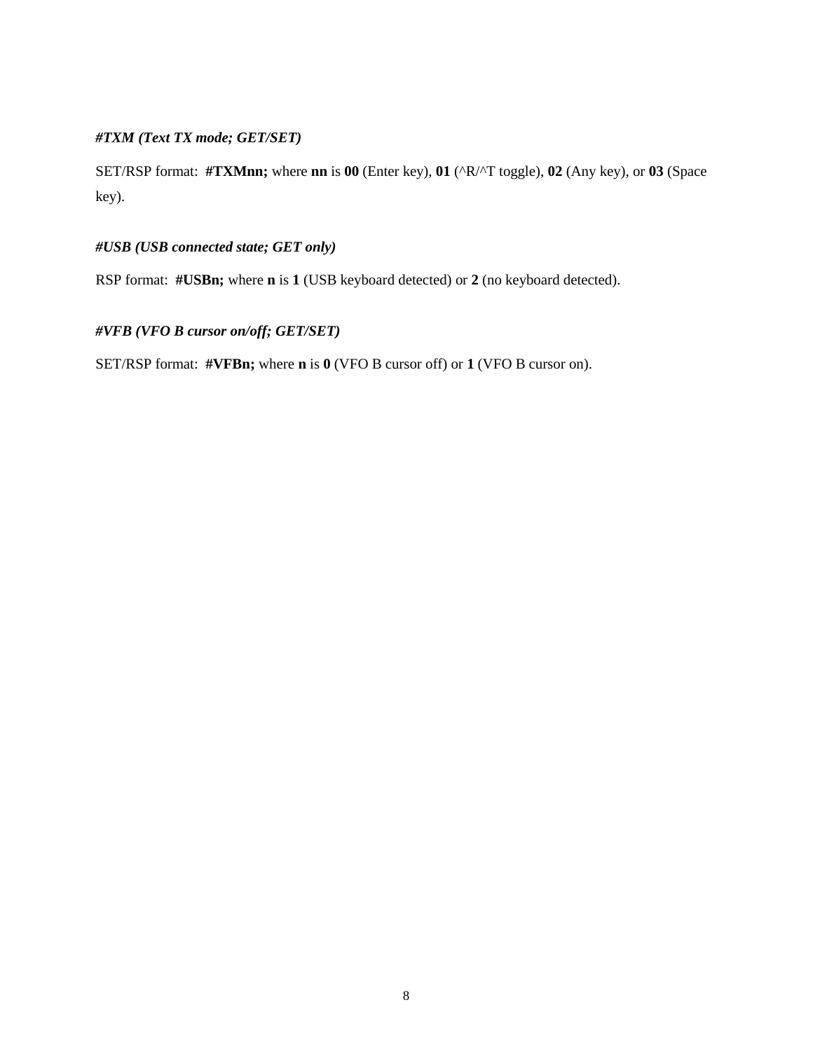***#TXM (Text TX mode; GET/SET)***

SET/RSP format: **#TXMnn;** where **nn** is **00** (Enter key), **01** (^R/^T toggle), **02** (Any key), or **03** (Space key).

***#USB (USB connected state; GET only)***

RSP format: **#USBn;** where **n** is **1** (USB keyboard detected) or **2** (no keyboard detected).

***#VFB (VFO B cursor on/off; GET/SET)***

SET/RSP format: **#VFBn;** where **n** is **0** (VFO B cursor off) or **1** (VFO B cursor on).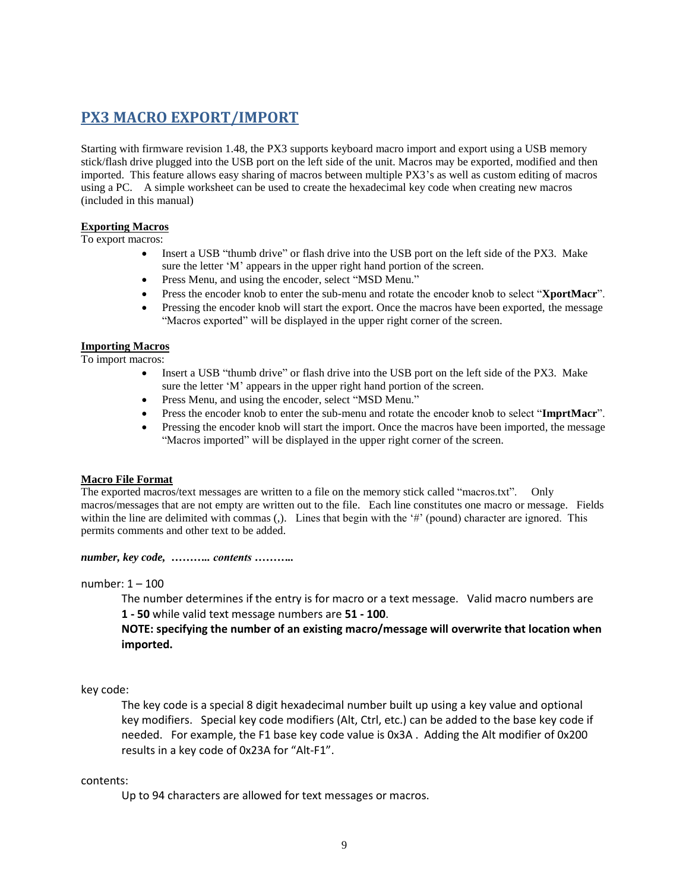## PX3 MACRO EXPORT/IMPORT

Starting with firmware revision 1.48, the PX3 supports keyboard macro import and export using a USB memory stick/flash drive plugged into the USB port on the left side of the unit. Macros may be exported, modified and then imported. This feature allows easy sharing of macros between multiple PX3's as well as custom editing of macros using a PC. A simple worksheet can be used to create the hexadecimal key code when creating new macros (included in this manual)

**Exporting Macros**

To export macros:

- Insert a USB "thumb drive" or flash drive into the USB port on the left side of the PX3. Make sure the letter 'M' appears in the upper right hand portion of the screen.
- Press Menu, and using the encoder, select "MSD Menu."
- Press the encoder knob to enter the sub-menu and rotate the encoder knob to select "**XportMacr**".
- Pressing the encoder knob will start the export. Once the macros have been exported, the message "Macros exported" will be displayed in the upper right corner of the screen.

**Importing Macros**

To import macros:

- Insert a USB "thumb drive" or flash drive into the USB port on the left side of the PX3. Make sure the letter 'M' appears in the upper right hand portion of the screen.
- Press Menu, and using the encoder, select "MSD Menu."
- Press the encoder knob to enter the sub-menu and rotate the encoder knob to select "**ImprtMacr**".
- Pressing the encoder knob will start the import. Once the macros have been imported, the message "Macros imported" will be displayed in the upper right corner of the screen.

**Macro File Format**

The exported macros/text messages are written to a file on the memory stick called "macros.txt". Only macros/messages that are not empty are written out to the file. Each line constitutes one macro or message. Fields within the line are delimited with commas (,). Lines that begin with the '#' (pound) character are ignored. This permits comments and other text to be added.

***number, key code, ……….. contents ………..***

number: 1 – 100

> The number determines if the entry is for macro or a text message. Valid macro numbers are **1 - 50** while valid text message numbers are **51 - 100**.
>
> **NOTE: specifying the number of an existing macro/message will overwrite that location when imported.**

key code:

> The key code is a special 8 digit hexadecimal number built up using a key value and optional key modifiers. Special key code modifiers (Alt, Ctrl, etc.) can be added to the base key code if needed. For example, the F1 base key code value is 0x3A . Adding the Alt modifier of 0x200 results in a key code of 0x23A for "Alt-F1".

contents:

> Up to 94 characters are allowed for text messages or macros.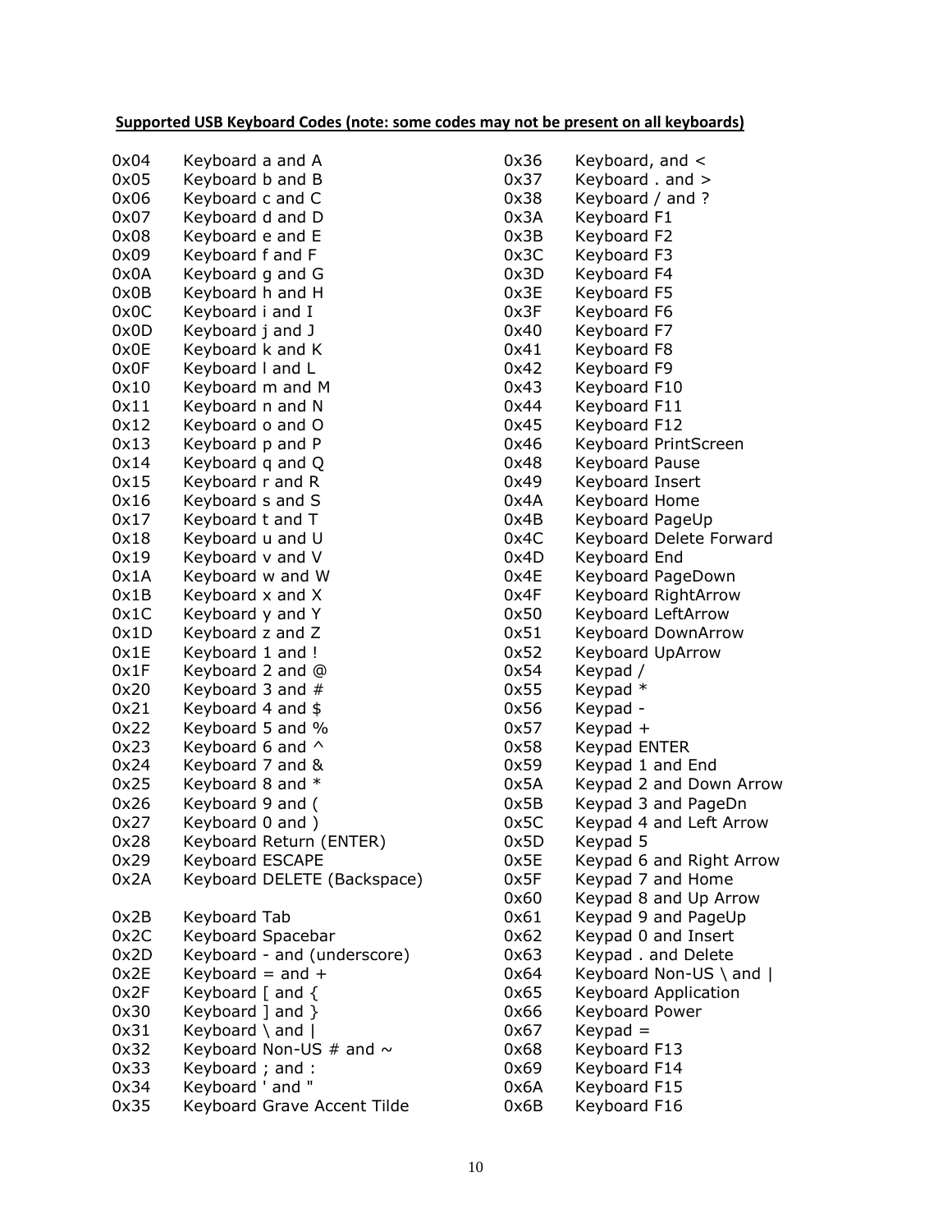**Supported USB Keyboard Codes (note: some codes may not be present on all keyboards)**

0x04 Keyboard a and A
0x05 Keyboard b and B
0x06 Keyboard c and C
0x07 Keyboard d and D
0x08 Keyboard e and E
0x09 Keyboard f and F
0x0A Keyboard g and G
0x0B Keyboard h and H
0x0C Keyboard i and I
0x0D Keyboard j and J
0x0E Keyboard k and K
0x0F Keyboard l and L
0x10 Keyboard m and M
0x11 Keyboard n and N
0x12 Keyboard o and O
0x13 Keyboard p and P
0x14 Keyboard q and Q
0x15 Keyboard r and R
0x16 Keyboard s and S
0x17 Keyboard t and T
0x18 Keyboard u and U
0x19 Keyboard v and V
0x1A Keyboard w and W
0x1B Keyboard x and X
0x1C Keyboard y and Y
0x1D Keyboard z and Z
0x1E Keyboard 1 and !
0x1F Keyboard 2 and @
0x20 Keyboard 3 and #
0x21 Keyboard 4 and $
0x22 Keyboard 5 and %
0x23 Keyboard 6 and ^
0x24 Keyboard 7 and &
0x25 Keyboard 8 and *
0x26 Keyboard 9 and (
0x27 Keyboard 0 and )
0x28 Keyboard Return (ENTER)
0x29 Keyboard ESCAPE
0x2A Keyboard DELETE (Backspace)
0x2B Keyboard Tab
0x2C Keyboard Spacebar
0x2D Keyboard - and (underscore)
0x2E Keyboard = and +
0x2F Keyboard [ and {
0x30 Keyboard ] and }
0x31 Keyboard \ and |
0x32 Keyboard Non-US # and ~
0x33 Keyboard ; and :
0x34 Keyboard ' and "
0x35 Keyboard Grave Accent Tilde
0x36 Keyboard, and <
0x37 Keyboard . and >
0x38 Keyboard / and ?
0x3A Keyboard F1
0x3B Keyboard F2
0x3C Keyboard F3
0x3D Keyboard F4
0x3E Keyboard F5
0x3F Keyboard F6
0x40 Keyboard F7
0x41 Keyboard F8
0x42 Keyboard F9
0x43 Keyboard F10
0x44 Keyboard F11
0x45 Keyboard F12
0x46 Keyboard PrintScreen
0x48 Keyboard Pause
0x49 Keyboard Insert
0x4A Keyboard Home
0x4B Keyboard PageUp
0x4C Keyboard Delete Forward
0x4D Keyboard End
0x4E Keyboard PageDown
0x4F Keyboard RightArrow
0x50 Keyboard LeftArrow
0x51 Keyboard DownArrow
0x52 Keyboard UpArrow
0x54 Keypad /
0x55 Keypad *
0x56 Keypad -
0x57 Keypad +
0x58 Keypad ENTER
0x59 Keypad 1 and End
0x5A Keypad 2 and Down Arrow
0x5B Keypad 3 and PageDn
0x5C Keypad 4 and Left Arrow
0x5D Keypad 5
0x5E Keypad 6 and Right Arrow
0x5F Keypad 7 and Home
0x60 Keypad 8 and Up Arrow
0x61 Keypad 9 and PageUp
0x62 Keypad 0 and Insert
0x63 Keypad . and Delete
0x64 Keyboard Non-US \ and |
0x65 Keyboard Application
0x66 Keyboard Power
0x67 Keypad =
0x68 Keyboard F13
0x69 Keyboard F14
0x6A Keyboard F15
0x6B Keyboard F16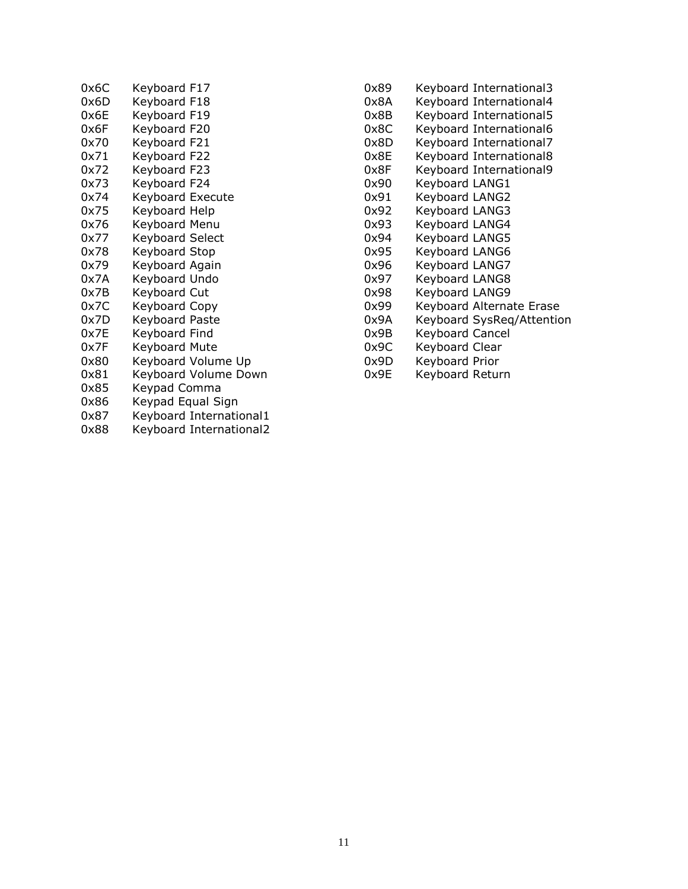| | |
|---|---|
| 0x6C | Keyboard F17 |
| 0x6D | Keyboard F18 |
| 0x6E | Keyboard F19 |
| 0x6F | Keyboard F20 |
| 0x70 | Keyboard F21 |
| 0x71 | Keyboard F22 |
| 0x72 | Keyboard F23 |
| 0x73 | Keyboard F24 |
| 0x74 | Keyboard Execute |
| 0x75 | Keyboard Help |
| 0x76 | Keyboard Menu |
| 0x77 | Keyboard Select |
| 0x78 | Keyboard Stop |
| 0x79 | Keyboard Again |
| 0x7A | Keyboard Undo |
| 0x7B | Keyboard Cut |
| 0x7C | Keyboard Copy |
| 0x7D | Keyboard Paste |
| 0x7E | Keyboard Find |
| 0x7F | Keyboard Mute |
| 0x80 | Keyboard Volume Up |
| 0x81 | Keyboard Volume Down |
| 0x85 | Keypad Comma |
| 0x86 | Keypad Equal Sign |
| 0x87 | Keyboard International1 |
| 0x88 | Keyboard International2 |
| 0x89 | Keyboard International3 |
| 0x8A | Keyboard International4 |
| 0x8B | Keyboard International5 |
| 0x8C | Keyboard International6 |
| 0x8D | Keyboard International7 |
| 0x8E | Keyboard International8 |
| 0x8F | Keyboard International9 |
| 0x90 | Keyboard LANG1 |
| 0x91 | Keyboard LANG2 |
| 0x92 | Keyboard LANG3 |
| 0x93 | Keyboard LANG4 |
| 0x94 | Keyboard LANG5 |
| 0x95 | Keyboard LANG6 |
| 0x96 | Keyboard LANG7 |
| 0x97 | Keyboard LANG8 |
| 0x98 | Keyboard LANG9 |
| 0x99 | Keyboard Alternate Erase |
| 0x9A | Keyboard SysReq/Attention |
| 0x9B | Keyboard Cancel |
| 0x9C | Keyboard Clear |
| 0x9D | Keyboard Prior |
| 0x9E | Keyboard Return |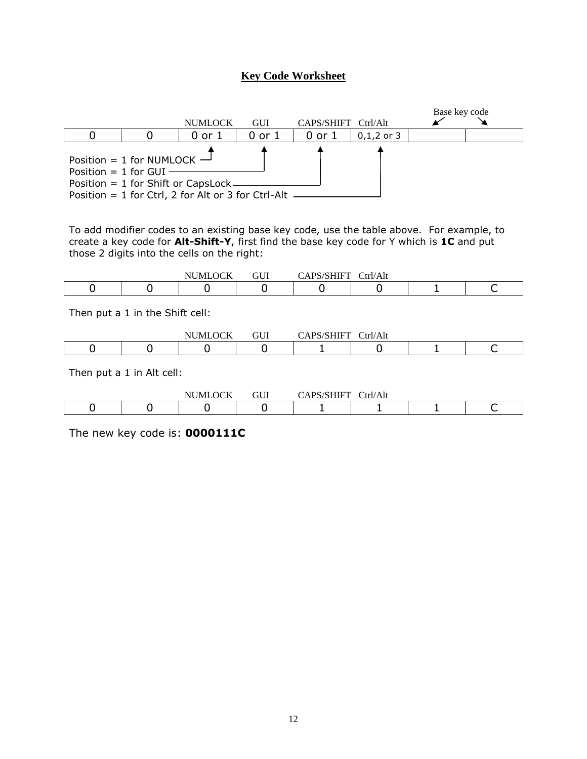# Key Code Worksheet

|  |  | NUMLOCK | GUI | CAPS/SHIFT | Ctrl/Alt | Base key code | |
|---|---|---|---|---|---|---|---|
| 0 | 0 | 0 or 1 | 0 or 1 | 0 or 1 | 0,1,2 or 3 |  |  |

Position = 1 for NUMLOCK
Position = 1 for GUI
Position = 1 for Shift or CapsLock
Position = 1 for Ctrl, 2 for Alt or 3 for Ctrl-Alt

To add modifier codes to an existing base key code, use the table above. For example, to create a key code for **Alt-Shift-Y**, first find the base key code for Y which is **1C** and put those 2 digits into the cells on the right:

|  |  | NUMLOCK | GUI | CAPS/SHIFT | Ctrl/Alt |  |  |
|---|---|---|---|---|---|---|---|
| 0 | 0 | 0 | 0 | 0 | 0 | 1 | C |

Then put a 1 in the Shift cell:

|  |  | NUMLOCK | GUI | CAPS/SHIFT | Ctrl/Alt |  |  |
|---|---|---|---|---|---|---|---|
| 0 | 0 | 0 | 0 | 1 | 0 | 1 | C |

Then put a 1 in Alt cell:

|  |  | NUMLOCK | GUI | CAPS/SHIFT | Ctrl/Alt |  |  |
|---|---|---|---|---|---|---|---|
| 0 | 0 | 0 | 0 | 1 | 1 | 1 | C |

The new key code is: **0000111C**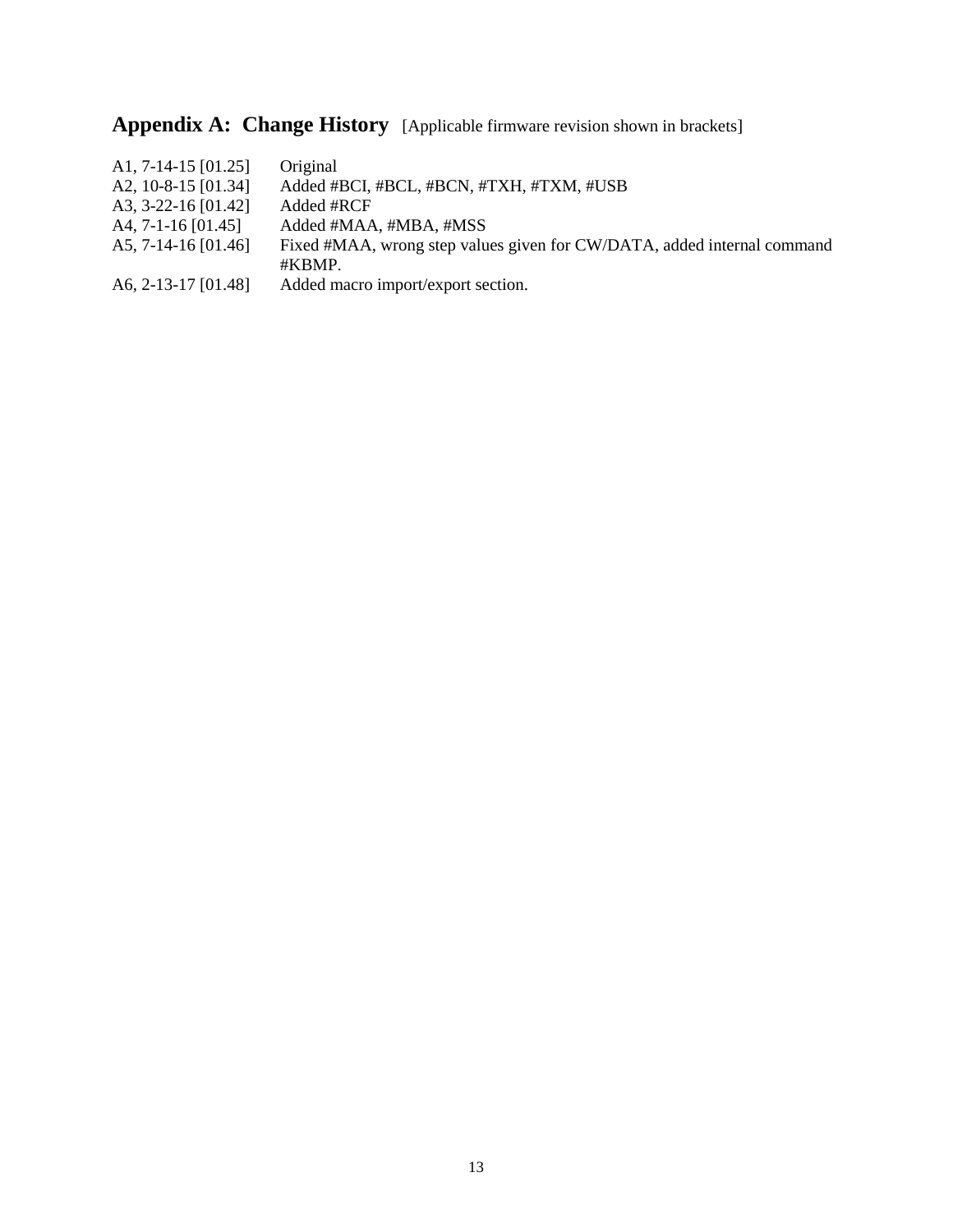## Appendix A: Change History [Applicable firmware revision shown in brackets]

| | |
|---|---|
| A1, 7-14-15 [01.25] | Original |
| A2, 10-8-15 [01.34] | Added #BCI, #BCL, #BCN, #TXH, #TXM, #USB |
| A3, 3-22-16 [01.42] | Added #RCF |
| A4, 7-1-16 [01.45] | Added #MAA, #MBA, #MSS |
| A5, 7-14-16 [01.46] | Fixed #MAA, wrong step values given for CW/DATA, added internal command #KBMP. |
| A6, 2-13-17 [01.48] | Added macro import/export section. |